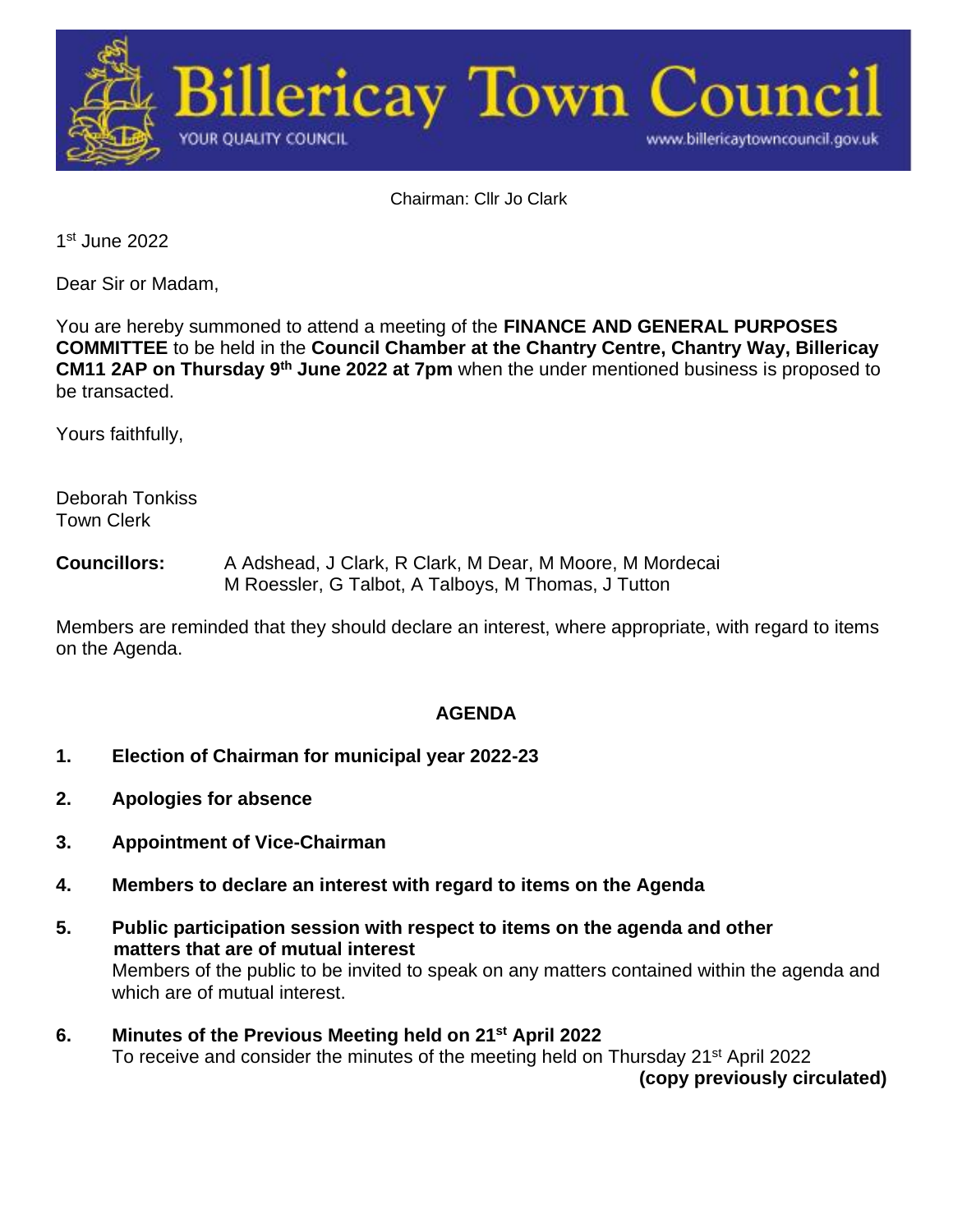# Billericay Town Council

YOUR QUALITY COUNCIL

www.billericaytowncouncil.gov.uk

Chairman: Cllr Jo Clark

1st June 2022

Dear Sir or Madam,

You are hereby summoned to attend a meeting of the **FINANCE AND GENERAL PURPOSES COMMITTEE** to be held in the **Council Chamber at the Chantry Centre, Chantry Way, Billericay CM11 2AP on Thursday 9th June 2022 at 7pm** when the under mentioned business is proposed to be transacted.

Yours faithfully,

Deborah Tonkiss
Town Clerk

**Councillors:** A Adshead, J Clark, R Clark, M Dear, M Moore, M Mordecai M Roessler, G Talbot, A Talboys, M Thomas, J Tutton

Members are reminded that they should declare an interest, where appropriate, with regard to items on the Agenda.

## AGENDA

1. **Election of Chairman for municipal year 2022-23**

2. **Apologies for absence**

3. **Appointment of Vice-Chairman**

4. **Members to declare an interest with regard to items on the Agenda**

5. **Public participation session with respect to items on the agenda and other matters that are of mutual interest**
   Members of the public to be invited to speak on any matters contained within the agenda and which are of mutual interest.

6. **Minutes of the Previous Meeting held on 21st April 2022**
   To receive and consider the minutes of the meeting held on Thursday 21st April 2022
   **(copy previously circulated)**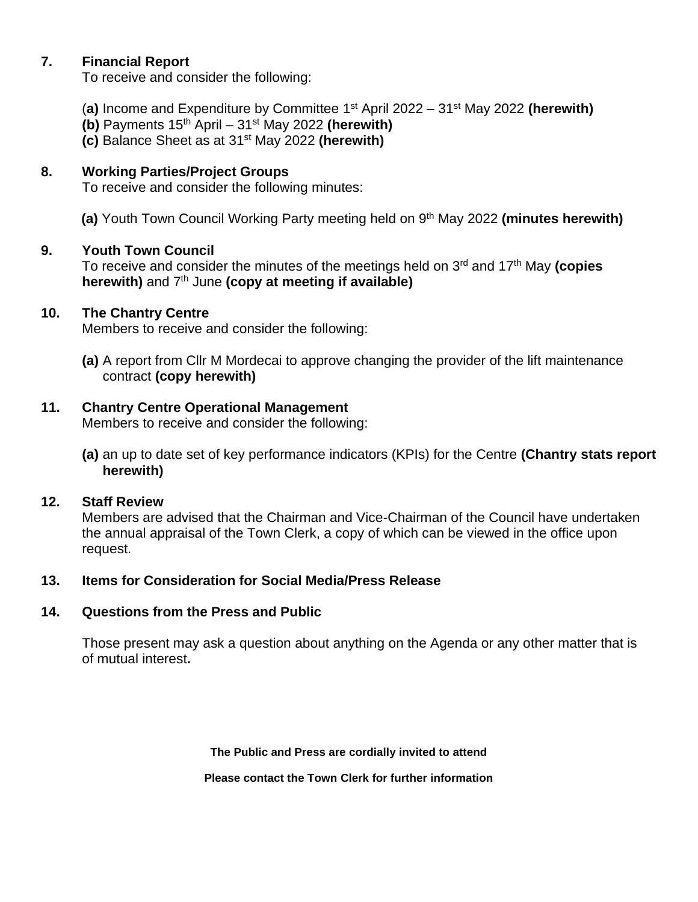**7. Financial Report**

To receive and consider the following:

(**a)** Income and Expenditure by Committee 1st April 2022 – 31st May 2022 **(herewith)**
**(b)** Payments 15th April – 31st May 2022 **(herewith)**
**(c)** Balance Sheet as at 31st May 2022 **(herewith)**

**8. Working Parties/Project Groups**

To receive and consider the following minutes:

**(a)** Youth Town Council Working Party meeting held on 9th May 2022 **(minutes herewith)**

**9. Youth Town Council**

To receive and consider the minutes of the meetings held on 3rd and 17th May **(copies herewith)** and 7th June **(copy at meeting if available)**

**10. The Chantry Centre**

Members to receive and consider the following:

**(a)** A report from Cllr M Mordecai to approve changing the provider of the lift maintenance contract **(copy herewith)**

**11. Chantry Centre Operational Management**

Members to receive and consider the following:

**(a)** an up to date set of key performance indicators (KPIs) for the Centre **(Chantry stats report herewith)**

**12. Staff Review**

Members are advised that the Chairman and Vice-Chairman of the Council have undertaken the annual appraisal of the Town Clerk, a copy of which can be viewed in the office upon request.

**13. Items for Consideration for Social Media/Press Release**

**14. Questions from the Press and Public**

Those present may ask a question about anything on the Agenda or any other matter that is of mutual interest**.**

**The Public and Press are cordially invited to attend**

**Please contact the Town Clerk for further information**